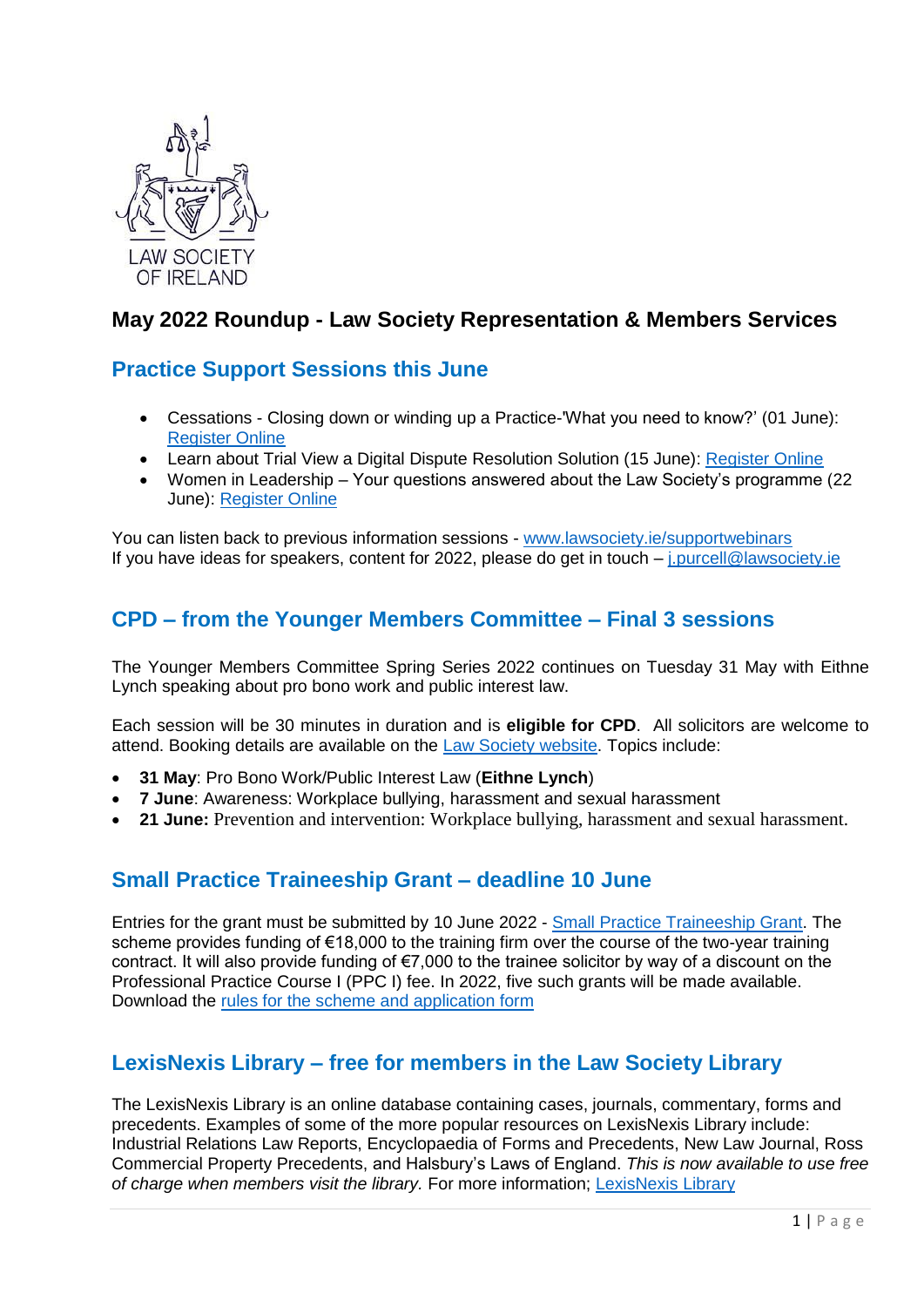LAW SOCIETY OF IRELAND

# May 2022 Roundup - Law Society Representation & Members Services

## Practice Support Sessions this June

- Cessations - Closing down or winding up a Practice-'What you need to know?' (01 June): Register Online
- Learn about Trial View a Digital Dispute Resolution Solution (15 June): Register Online
- Women in Leadership – Your questions answered about the Law Society's programme (22 June): Register Online

You can listen back to previous information sessions - www.lawsociety.ie/supportwebinars
If you have ideas for speakers, content for 2022, please do get in touch – j.purcell@lawsociety.ie

## CPD – from the Younger Members Committee – Final 3 sessions

The Younger Members Committee Spring Series 2022 continues on Tuesday 31 May with Eithne Lynch speaking about pro bono work and public interest law.

Each session will be 30 minutes in duration and is **eligible for CPD**. All solicitors are welcome to attend. Booking details are available on the Law Society website. Topics include:

- **31 May**: Pro Bono Work/Public Interest Law (**Eithne Lynch**)
- **7 June**: Awareness: Workplace bullying, harassment and sexual harassment
- **21 June:** Prevention and intervention: Workplace bullying, harassment and sexual harassment.

## Small Practice Traineeship Grant – deadline 10 June

Entries for the grant must be submitted by 10 June 2022 - Small Practice Traineeship Grant. The scheme provides funding of €18,000 to the training firm over the course of the two-year training contract. It will also provide funding of €7,000 to the trainee solicitor by way of a discount on the Professional Practice Course I (PPC I) fee. In 2022, five such grants will be made available. Download the rules for the scheme and application form

## LexisNexis Library – free for members in the Law Society Library

The LexisNexis Library is an online database containing cases, journals, commentary, forms and precedents. Examples of some of the more popular resources on LexisNexis Library include: Industrial Relations Law Reports, Encyclopaedia of Forms and Precedents, New Law Journal, Ross Commercial Property Precedents, and Halsbury's Laws of England. *This is now available to use free of charge when members visit the library.* For more information; LexisNexis Library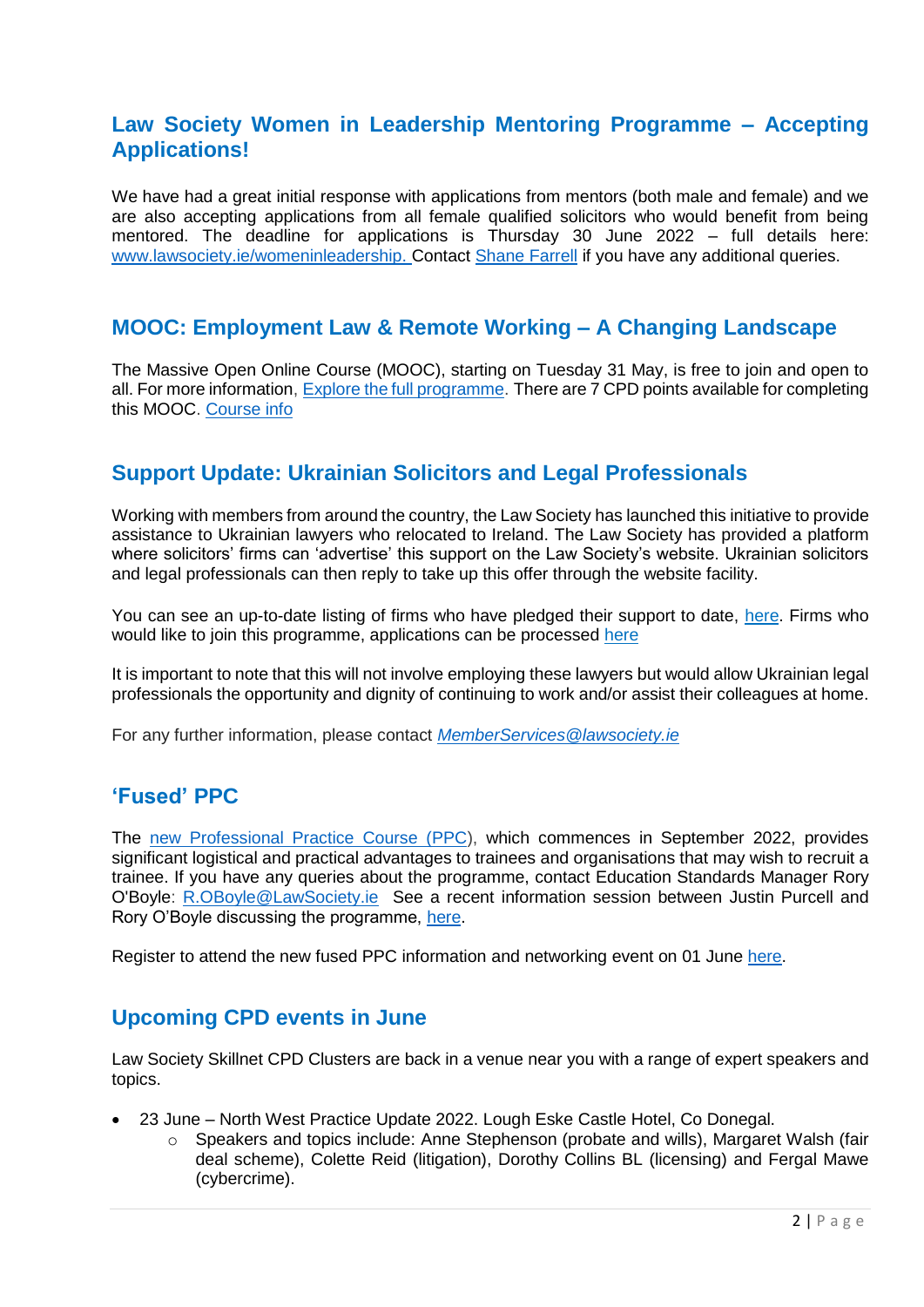## Law Society Women in Leadership Mentoring Programme – Accepting Applications!

We have had a great initial response with applications from mentors (both male and female) and we are also accepting applications from all female qualified solicitors who would benefit from being mentored. The deadline for applications is Thursday 30 June 2022 – full details here: www.lawsociety.ie/womeninleadership. Contact Shane Farrell if you have any additional queries.

## MOOC: Employment Law & Remote Working – A Changing Landscape

The Massive Open Online Course (MOOC), starting on Tuesday 31 May, is free to join and open to all. For more information, Explore the full programme. There are 7 CPD points available for completing this MOOC. Course info

## Support Update: Ukrainian Solicitors and Legal Professionals

Working with members from around the country, the Law Society has launched this initiative to provide assistance to Ukrainian lawyers who relocated to Ireland. The Law Society has provided a platform where solicitors' firms can 'advertise' this support on the Law Society's website. Ukrainian solicitors and legal professionals can then reply to take up this offer through the website facility.

You can see an up-to-date listing of firms who have pledged their support to date, here. Firms who would like to join this programme, applications can be processed here

It is important to note that this will not involve employing these lawyers but would allow Ukrainian legal professionals the opportunity and dignity of continuing to work and/or assist their colleagues at home.

For any further information, please contact *MemberServices@lawsociety.ie*

## 'Fused' PPC

The new Professional Practice Course (PPC), which commences in September 2022, provides significant logistical and practical advantages to trainees and organisations that may wish to recruit a trainee. If you have any queries about the programme, contact Education Standards Manager Rory O'Boyle: R.OBoyle@LawSociety.ie See a recent information session between Justin Purcell and Rory O'Boyle discussing the programme, here.

Register to attend the new fused PPC information and networking event on 01 June here.

## Upcoming CPD events in June

Law Society Skillnet CPD Clusters are back in a venue near you with a range of expert speakers and topics.

- 23 June – North West Practice Update 2022. Lough Eske Castle Hotel, Co Donegal.
  - Speakers and topics include: Anne Stephenson (probate and wills), Margaret Walsh (fair deal scheme), Colette Reid (litigation), Dorothy Collins BL (licensing) and Fergal Mawe (cybercrime).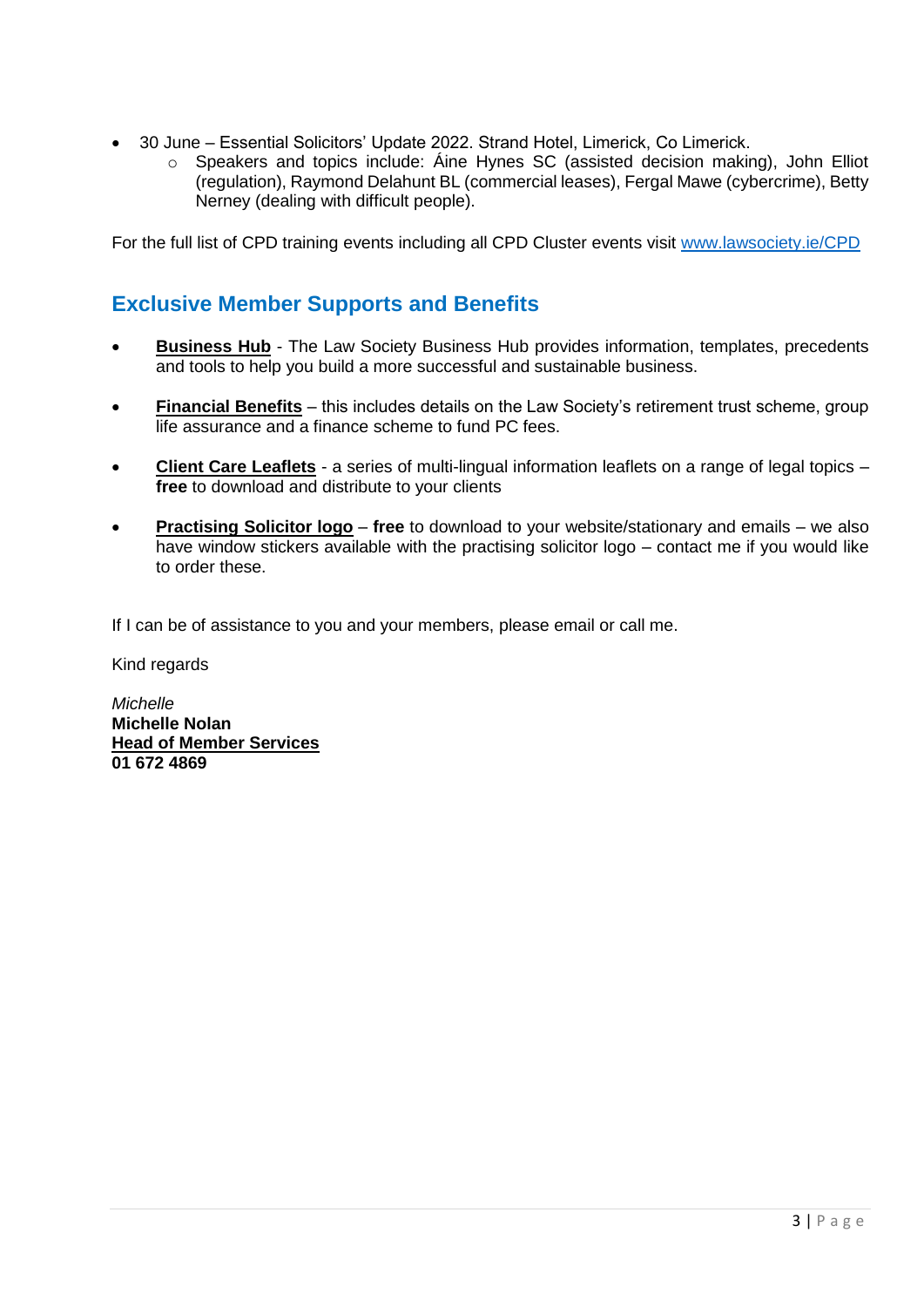- 30 June – Essential Solicitors' Update 2022. Strand Hotel, Limerick, Co Limerick.
    - Speakers and topics include: Áine Hynes SC (assisted decision making), John Elliot (regulation), Raymond Delahunt BL (commercial leases), Fergal Mawe (cybercrime), Betty Nerney (dealing with difficult people).

For the full list of CPD training events including all CPD Cluster events visit www.lawsociety.ie/CPD

## Exclusive Member Supports and Benefits

- **Business Hub** - The Law Society Business Hub provides information, templates, precedents and tools to help you build a more successful and sustainable business.
- **Financial Benefits** – this includes details on the Law Society's retirement trust scheme, group life assurance and a finance scheme to fund PC fees.
- **Client Care Leaflets** - a series of multi-lingual information leaflets on a range of legal topics – **free** to download and distribute to your clients
- **Practising Solicitor logo** – **free** to download to your website/stationary and emails – we also have window stickers available with the practising solicitor logo – contact me if you would like to order these.

If I can be of assistance to you and your members, please email or call me.

Kind regards

*Michelle*
**Michelle Nolan**
**Head of Member Services**
**01 672 4869**